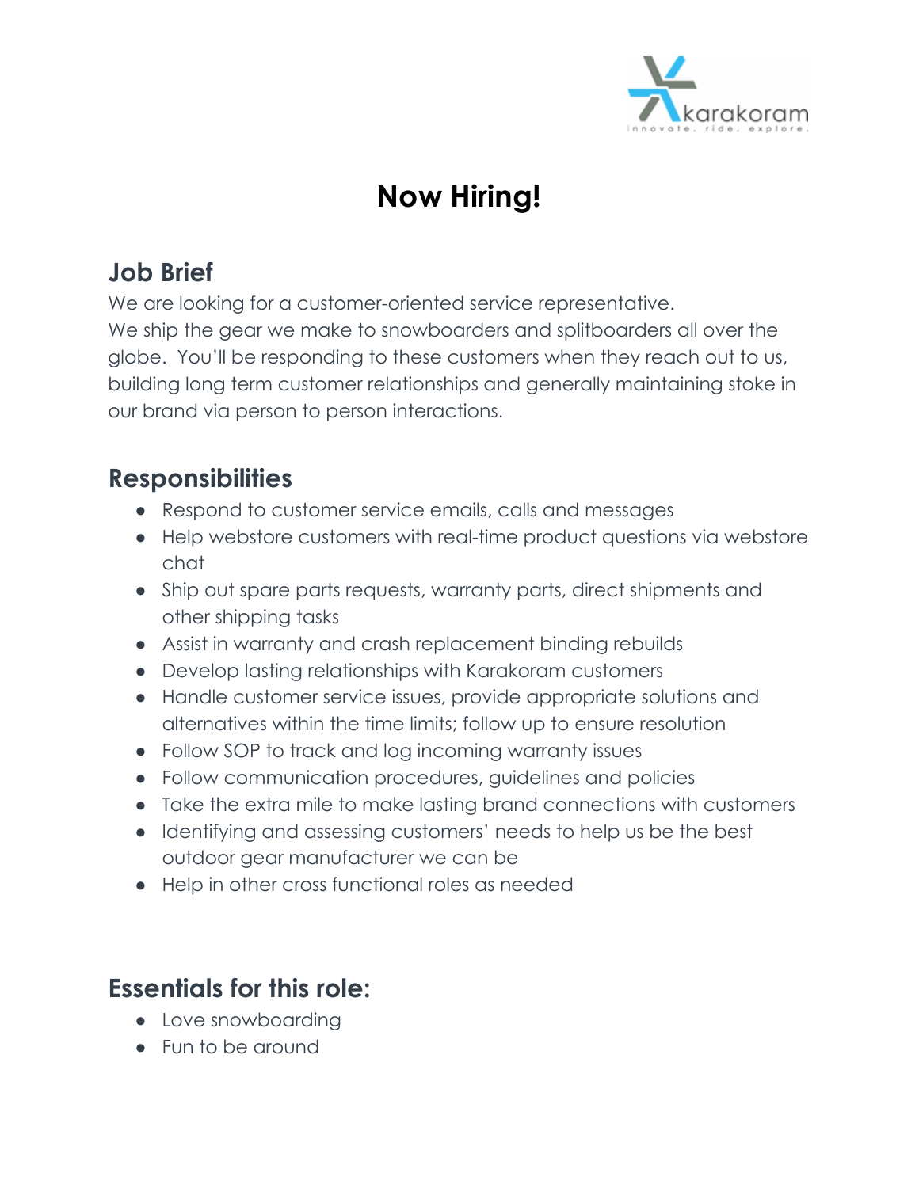# Now Hiring!

## Job Brief

We are looking for a customer-oriented service representative.
We ship the gear we make to snowboarders and splitboarders all over the globe. You'll be responding to these customers when they reach out to us, building long term customer relationships and generally maintaining stoke in our brand via person to person interactions.

## Responsibilities

- Respond to customer service emails, calls and messages
- Help webstore customers with real-time product questions via webstore chat
- Ship out spare parts requests, warranty parts, direct shipments and other shipping tasks
- Assist in warranty and crash replacement binding rebuilds
- Develop lasting relationships with Karakoram customers
- Handle customer service issues, provide appropriate solutions and alternatives within the time limits; follow up to ensure resolution
- Follow SOP to track and log incoming warranty issues
- Follow communication procedures, guidelines and policies
- Take the extra mile to make lasting brand connections with customers
- Identifying and assessing customers' needs to help us be the best outdoor gear manufacturer we can be
- Help in other cross functional roles as needed

## Essentials for this role:

- Love snowboarding
- Fun to be around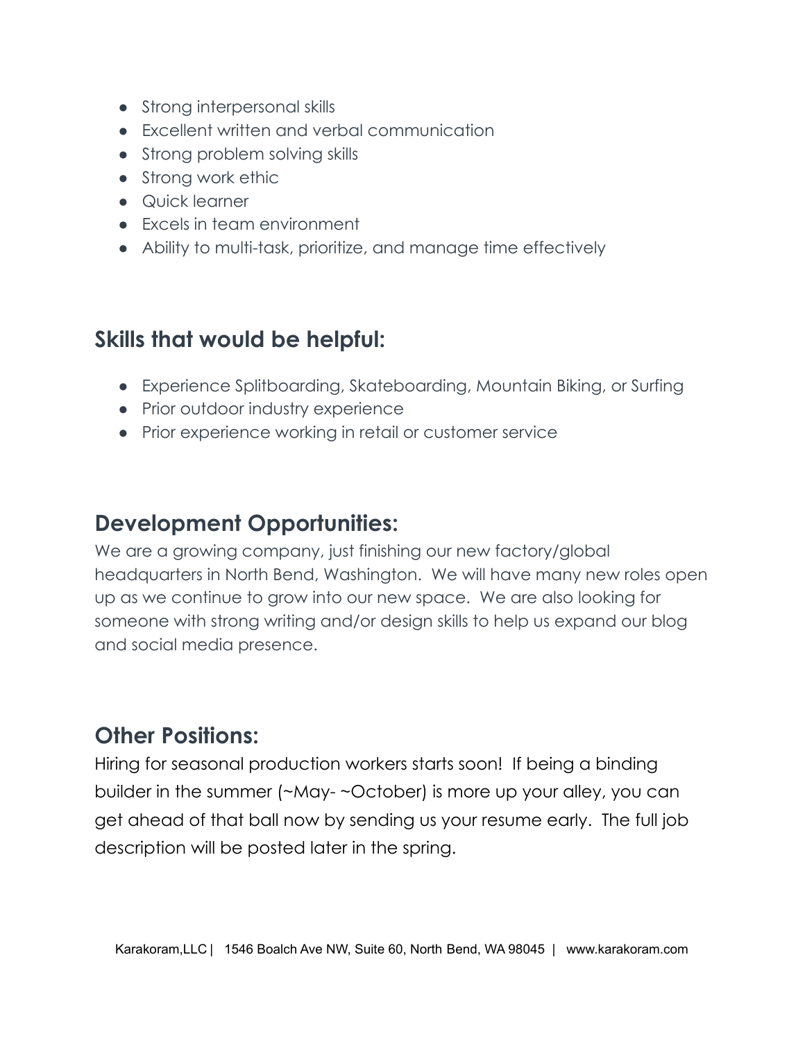- Strong interpersonal skills
- Excellent written and verbal communication
- Strong problem solving skills
- Strong work ethic
- Quick learner
- Excels in team environment
- Ability to multi-task, prioritize, and manage time effectively

## Skills that would be helpful:

- Experience Splitboarding, Skateboarding, Mountain Biking, or Surfing
- Prior outdoor industry experience
- Prior experience working in retail or customer service

## Development Opportunities:

We are a growing company, just finishing our new factory/global headquarters in North Bend, Washington. We will have many new roles open up as we continue to grow into our new space. We are also looking for someone with strong writing and/or design skills to help us expand our blog and social media presence.

## Other Positions:

Hiring for seasonal production workers starts soon! If being a binding builder in the summer (~May- ~October) is more up your alley, you can get ahead of that ball now by sending us your resume early. The full job description will be posted later in the spring.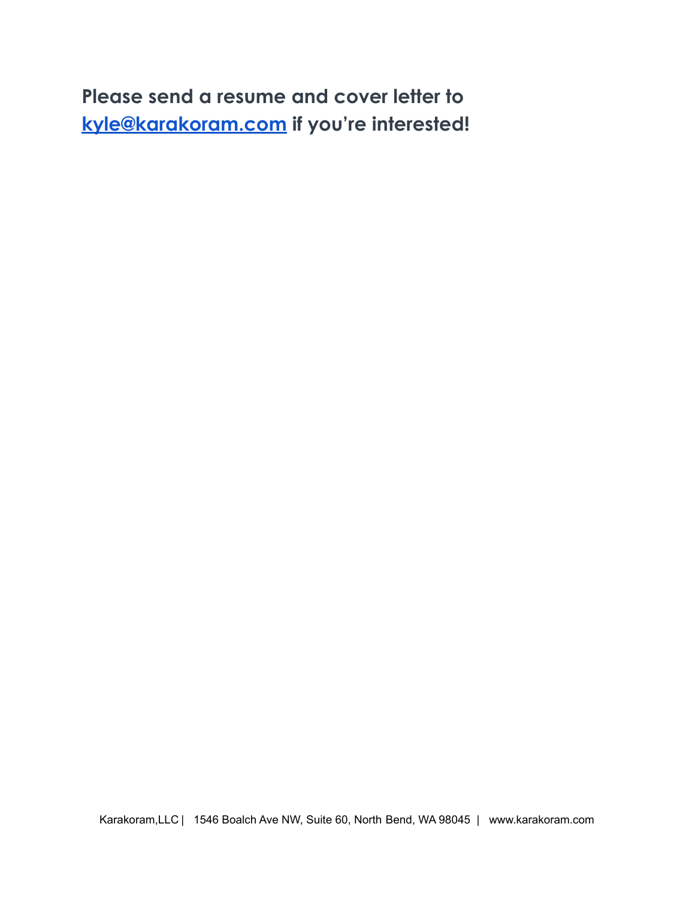**Please send a resume and cover letter to [kyle@karakoram.com](mailto:kyle@karakoram.com) if you're interested!**